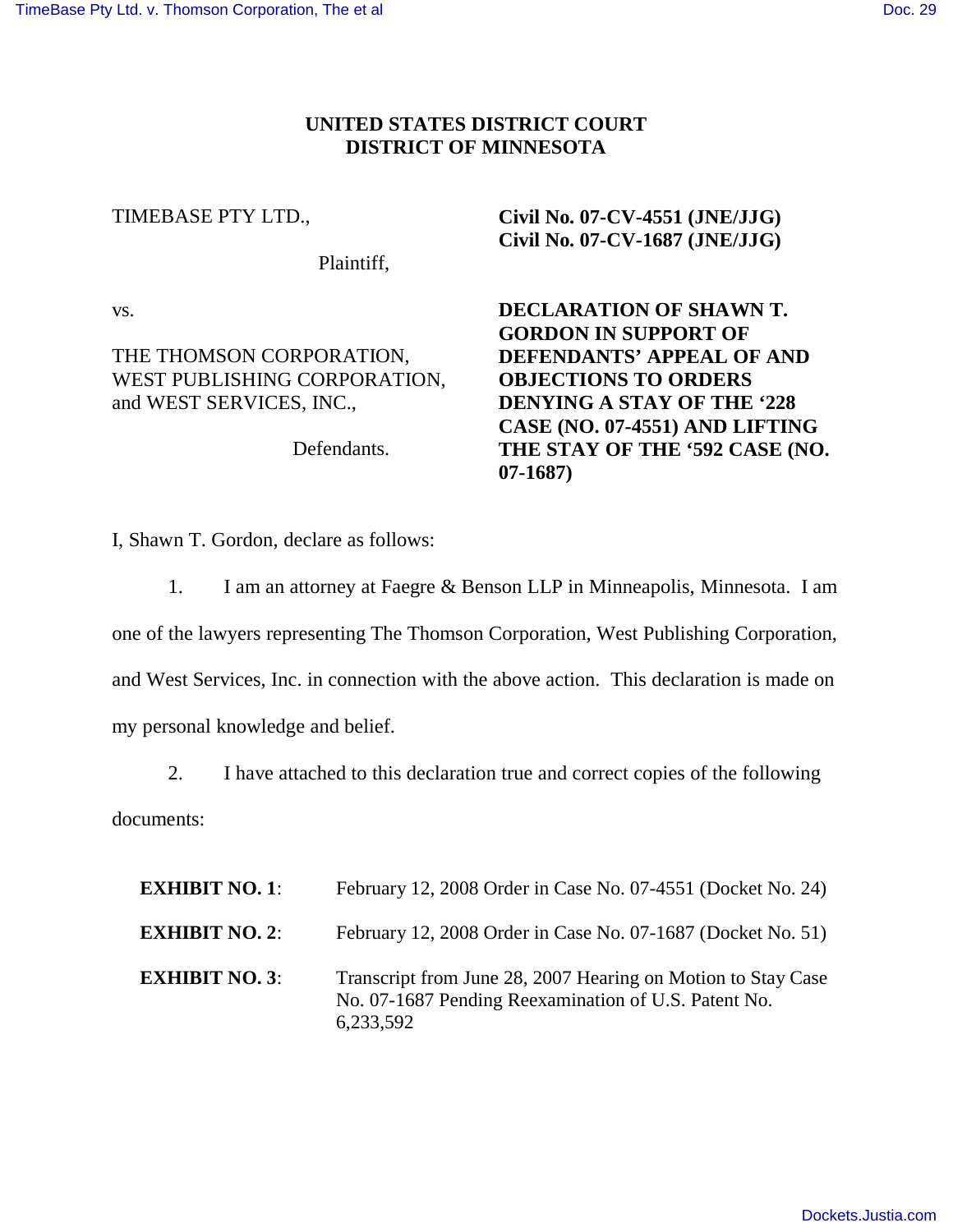**UNITED STATES DISTRICT COURT**
**DISTRICT OF MINNESOTA**

| | |
|---|---|
| TIMEBASE PTY LTD., <br><br> Plaintiff, <br><br> vs. <br><br> THE THOMSON CORPORATION, WEST PUBLISHING CORPORATION, and WEST SERVICES, INC., <br><br> Defendants. | **Civil No. 07-CV-4551 (JNE/JJG)** <br> **Civil No. 07-CV-1687 (JNE/JJG)** <br><br> **DECLARATION OF SHAWN T. GORDON IN SUPPORT OF DEFENDANTS' APPEAL OF AND OBJECTIONS TO ORDERS DENYING A STAY OF THE '228 CASE (NO. 07-4551) AND LIFTING THE STAY OF THE '592 CASE (NO. 07-1687)** |

I, Shawn T. Gordon, declare as follows:

1. I am an attorney at Faegre & Benson LLP in Minneapolis, Minnesota. I am one of the lawyers representing The Thomson Corporation, West Publishing Corporation, and West Services, Inc. in connection with the above action. This declaration is made on my personal knowledge and belief.

2. I have attached to this declaration true and correct copies of the following documents:

| | |
|---|---|
| **EXHIBIT NO. 1**: | February 12, 2008 Order in Case No. 07-4551 (Docket No. 24) |
| **EXHIBIT NO. 2**: | February 12, 2008 Order in Case No. 07-1687 (Docket No. 51) |
| **EXHIBIT NO. 3**: | Transcript from June 28, 2007 Hearing on Motion to Stay Case No. 07-1687 Pending Reexamination of U.S. Patent No. 6,233,592 |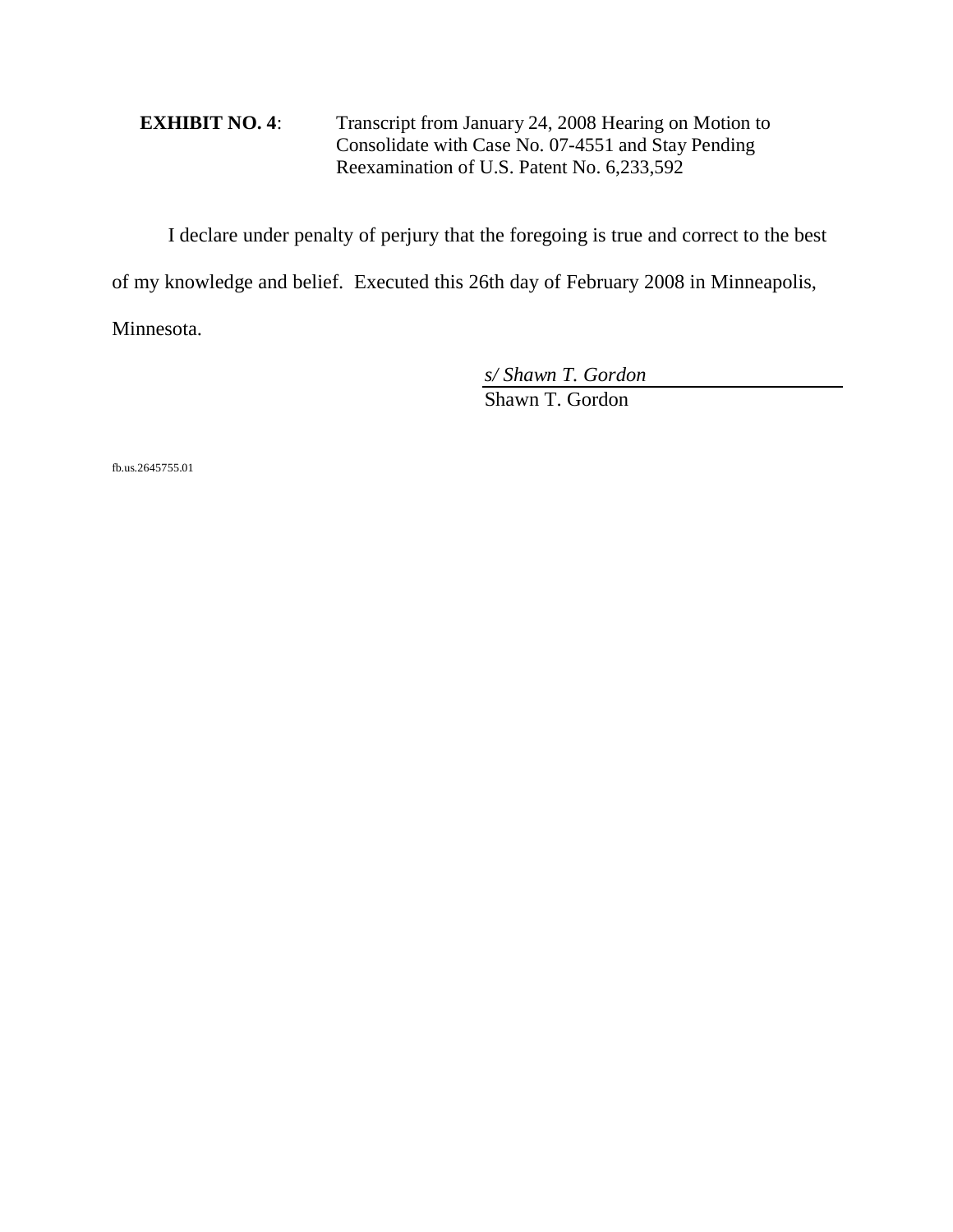**EXHIBIT NO. 4**: Transcript from January 24, 2008 Hearing on Motion to Consolidate with Case No. 07-4551 and Stay Pending Reexamination of U.S. Patent No. 6,233,592

I declare under penalty of perjury that the foregoing is true and correct to the best of my knowledge and belief. Executed this 26th day of February 2008 in Minneapolis, Minnesota.

*s/ Shawn T. Gordon*
Shawn T. Gordon

fb.us.2645755.01